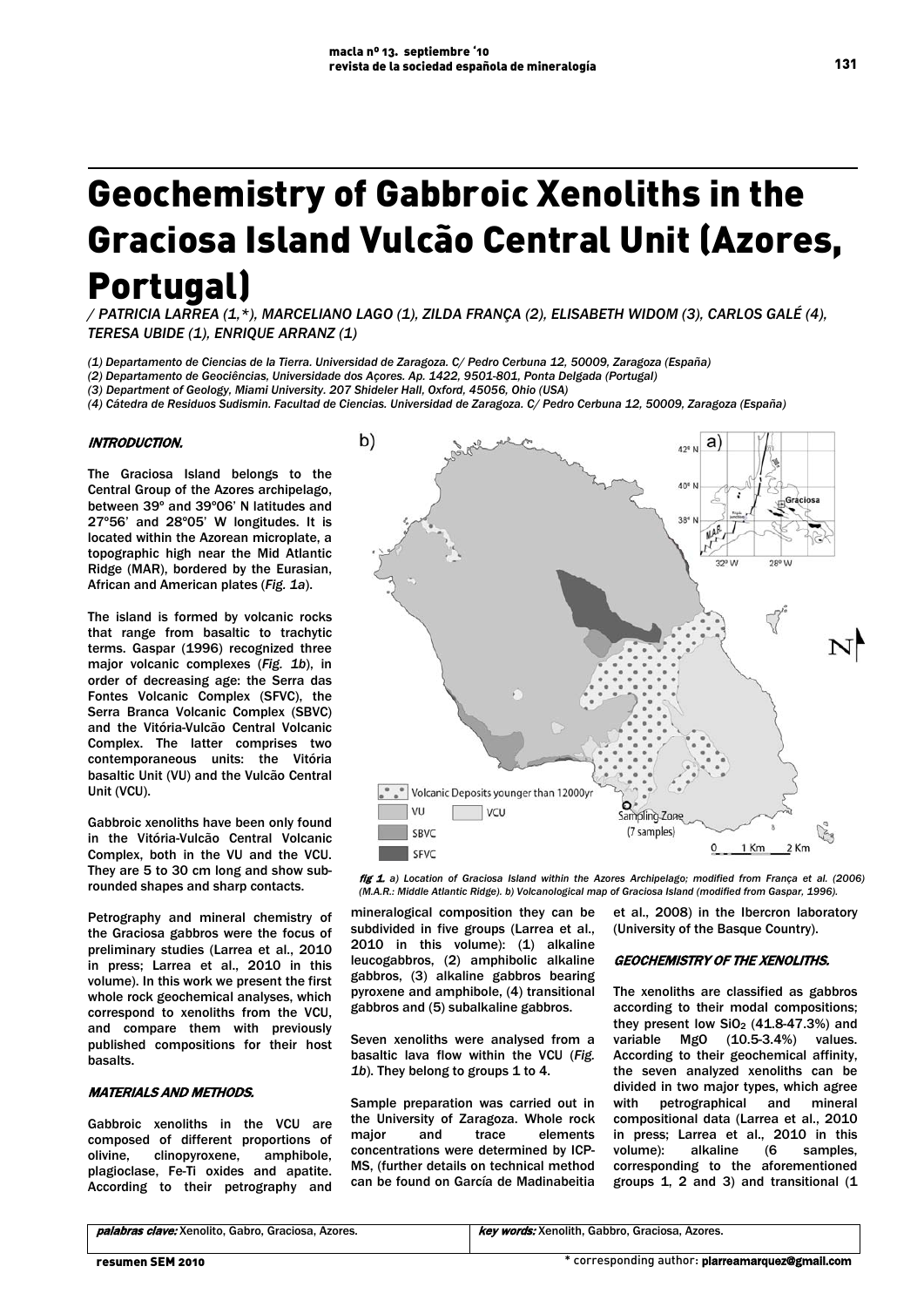# Geochemistry of Gabbroic Xenoliths in the Graciosa Island Vulcão Central Unit (Azores, Portugal)

/ PATRICIA LARREA (1,*), MARCELIANO LAGO (1), ZILDA FRANÇA (2), ELISABETH WIDOM (3), CARLOS GALÉ (4), TERESA UBIDE (1), ENRIQUE ARRANZ (1)

(1) Departamento de Ciencias de la Tierra. Universidad de Zaragoza. C/ Pedro Cerbuna 12, 50009, Zaragoza (España)
(2) Departamento de Geociências, Universidade dos Açores. Ap. 1422, 9501-801, Ponta Delgada (Portugal)
(3) Department of Geology, Miami University. 207 Shideler Hall, Oxford, 45056, Ohio (USA)
(4) Cátedra de Residuos Sudismin. Facultad de Ciencias. Universidad de Zaragoza. C/ Pedro Cerbuna 12, 50009, Zaragoza (España)

## INTRODUCTION.

The Graciosa Island belongs to the Central Group of the Azores archipelago, between 39º and 39º06' N latitudes and 27º56' and 28º05' W longitudes. It is located within the Azorean microplate, a topographic high near the Mid Atlantic Ridge (MAR), bordered by the Eurasian, African and American plates (*Fig. 1a*).

The island is formed by volcanic rocks that range from basaltic to trachytic terms. Gaspar (1996) recognized three major volcanic complexes (*Fig. 1b*), in order of decreasing age: the Serra das Fontes Volcanic Complex (SFVC), the Serra Branca Volcanic Complex (SBVC) and the Vitória-Vulcão Central Volcanic Complex. The latter comprises two contemporaneous units: the Vitória basaltic Unit (VU) and the Vulcão Central Unit (VCU).

Gabbroic xenoliths have been only found in the Vitória-Vulcão Central Volcanic Complex, both in the VU and the VCU. They are 5 to 30 cm long and show sub-rounded shapes and sharp contacts.

Petrography and mineral chemistry of the Graciosa gabbros were the focus of preliminary studies (Larrea et al., 2010 in press; Larrea et al., 2010 in this volume). In this work we present the first whole rock geochemical analyses, which correspond to xenoliths from the VCU, and compare them with previously published compositions for their host basalts.

## MATERIALS AND METHODS.

Gabbroic xenoliths in the VCU are composed of different proportions of olivine, clinopyroxene, amphibole, plagioclase, Fe-Ti oxides and apatite. According to their petrography and mineralogical composition they can be subdivided in five groups (Larrea et al., 2010 in this volume): (1) alkaline leucogabbros, (2) amphibolic alkaline gabbros, (3) alkaline gabbros bearing pyroxene and amphibole, (4) transitional gabbros and (5) subalkaline gabbros.

Seven xenoliths were analysed from a basaltic lava flow within the VCU (*Fig. 1b*). They belong to groups 1 to 4.

Sample preparation was carried out in the University of Zaragoza. Whole rock major and trace elements concentrations were determined by ICP-MS, (further details on technical method can be found on García de Madinabeitia et al., 2008) in the Ibercron laboratory (University of the Basque Country).

*fig 1. a) Location of Graciosa Island within the Azores Archipelago; modified from França et al. (2006) (M.A.R.: Middle Atlantic Ridge). b) Volcanological map of Graciosa Island (modified from Gaspar, 1996).*

## GEOCHEMISTRY OF THE XENOLITHS.

The xenoliths are classified as gabbros according to their modal compositions; they present low $SiO_2$ (41.8-47.3%) and variable MgO (10.5-3.4%) values. According to their geochemical affinity, the seven analyzed xenoliths can be divided in two major types, which agree with petrographical and mineral compositional data (Larrea et al., 2010 in press; Larrea et al., 2010 in this volume): alkaline (6 samples, corresponding to the aforementioned groups 1, 2 and 3) and transitional (1

*palabras clave:* Xenolito, Gabro, Graciosa, Azores. | *key words:* Xenolith, Gabbro, Graciosa, Azores.

resumen SEM 2010

* corresponding author: plarreamarquez@gmail.com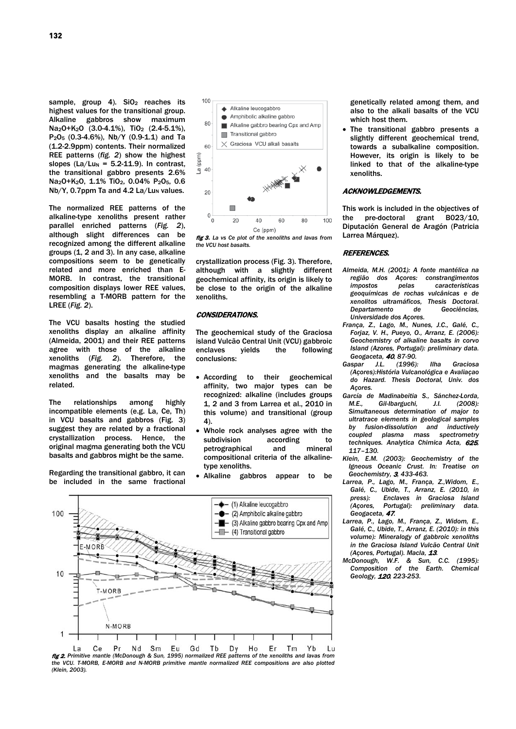sample, group 4). $SiO_2$ reaches its highest values for the transitional group. Alkaline gabbros show maximum $Na_2O+K_2O$ (3.0-4.1%), $TiO_2$ (2.4-5.1%), $P_2O_5$ (0.3-4.6%), Nb/Y (0.9-1.1) and Ta (1.2-2.9ppm) contents. Their normalized REE patterns (*fig. 2*) show the highest slopes ($La/Lu_N$ = 5.2-11.9). In contrast, the transitional gabbro presents 2.6% $Na_2O+K_2O$, 1.1% $TiO_2$, 0.04% $P_2O_5$, 0.6 Nb/Y, 0.7ppm Ta and 4.2 $La/Lu_N$ values.

The normalized REE patterns of the alkaline-type xenoliths present rather parallel enriched patterns (*Fig. 2*), although slight differences can be recognized among the different alkaline groups (1, 2 and 3). In any case, alkaline compositions seem to be genetically related and more enriched than E-MORB. In contrast, the transitional composition displays lower REE values, resembling a T-MORB pattern for the LREE (*Fig. 2*).

The VCU basalts hosting the studied xenoliths display an alkaline affinity (Almeida, 2001) and their REE patterns agree with those of the alkaline xenoliths (*Fig. 2*). Therefore, the magmas generating the alkaline-type xenoliths and the basalts may be related.

The relationships among highly incompatible elements (e.g. La, Ce, Th) in VCU basalts and gabbros (Fig. 3) suggest they are related by a fractional crystallization process. Hence, the original magma generating both the VCU basalts and gabbros might be the same.

Regarding the transitional gabbro, it can be included in the same fractional crystallization process (Fig. 3). Therefore, although with a slightly different geochemical affinity, its origin is likely to be close to the origin of the alkaline xenoliths.

Alkaline leucogabbro
Amphibolic alkaline gabbro
Alkaline gabbro bearing Cpx and Amp
Transitional gabbro
Graciosa VCU alkali basalts
La (ppm)
Ce (ppm)
0 20 40 60 80 100

*fig 3. La vs Ce plot of the xenoliths and lavas from the VCU host basalts.*

(1) Alkaline leucogabbro
(2) Amphibolic alkaline gabbro
(3) Alkaline gabbro bearing Cpx and Amp
(4) Transitional gabbro
E-MORB
T-MORB
N-MORB
1 10 100
La Ce Pr Nd Sm Eu Gd Tb Dy Ho Er Tm Yb Lu

*fig 2. Primitive mantle (McDonough & Sun, 1995) normalized REE patterns of the xenoliths and lavas from the VCU. T-MORB, E-MORB and N-MORB primitive mantle normalized REE compositions are also plotted (Klein, 2003).*

### CONSIDERATIONS.

The geochemical study of the Graciosa island Vulcão Central Unit (VCU) gabbroic enclaves yields the following conclusions:

- According to their geochemical affinity, two major types can be recognized: alkaline (includes groups 1, 2 and 3 from Larrea et al., 2010 in this volume) and transitional (group 4).
- Whole rock analyses agree with the subdivision according to petrographical and mineral compositional criteria of the alkaline-type xenoliths.
- Alkaline gabbros appear to be genetically related among them, and also to the alkali basalts of the VCU which host them.
- The transitional gabbro presents a slightly different geochemical trend, towards a subalkaline composition. However, its origin is likely to be linked to that of the alkaline-type xenoliths.

### ACKNOWLEDGEMENTS.

This work is included in the objectives of the pre-doctoral grant B023/10, Diputación General de Aragón (Patricia Larrea Márquez).

### REFERENCES.

*Almeida, M.H. (2001): A fonte mantélica na região dos Açores: constrangimentos impostos pelas características geoquímicas de rochas vulcânicas e de xenolitos ultramáficos, Thesis Doctoral. Departamento de Geociências, Universidade dos Açores.*

*França, Z., Lago, M., Nunes, J.C., Galé, C., Forjaz, V. H., Pueyo, O., Arranz, E. (2006): Geochemistry of alkaline basalts in corvo Island (Azores, Portugal): preliminary data. Geogaceta, **40**, 87-90.*

*Gaspar J.L. (1996): Ilha Graciosa (Açores):História Vulcanológica e Avaliaçao do Hazard. Thesis Doctoral, Univ. dos Açores.*

*García de Madinabeitia S., Sánchez-Lorda, M.E., Gil-Ibarguchi, J.I. (2008): Simultaneous determination of major to ultratrace elements in geological samples by fusion-dissolution and inductively coupled plasma mass spectrometry techniques. Analytica Chimica Acta, **625**, 117–130.*

*Klein, E.M. (2003): Geochemistry of the Igneous Oceanic Crust. In: Treatise on Geochemistry, **3**, 433-463.*

*Larrea, P., Lago, M., França, Z.,Widom, E., Galé, C., Ubide, T., Arranz, E. (2010, in press): Enclaves in Graciosa Island (Açores, Portugal): preliminary data. Geogaceta, **47**.*

*Larrea, P., Lago, M., França, Z., Widom, E., Galé, C., Ubide, T., Arranz, E. (2010): in this volume): Mineralogy of gabbroic xenoliths in the Graciosa Island Vulcão Central Unit (Açores, Portugal). Macla, **13**.*

*McDonough, W.F. & Sun, C.C. (1995): Composition of the Earth. Chemical Geology, **120**, 223-253.*